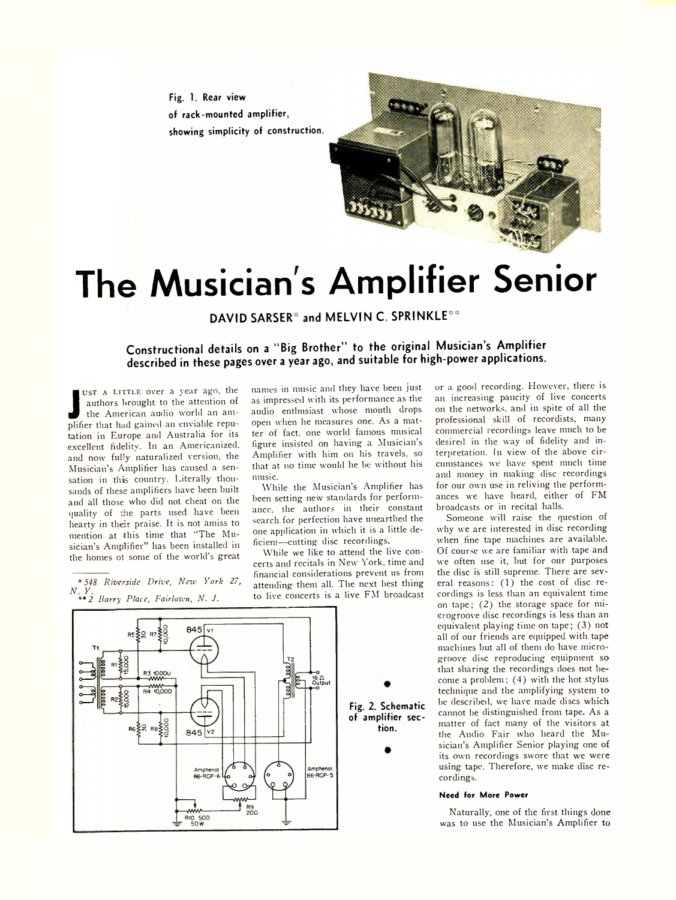Fig. 1. Rear view of rack-mounted amplifier, showing simplicity of construction.

# The Musician's Amplifier Senior

**DAVID SARSER[*] and MELVIN C. SPRINKLE[**]**

### Constructional details on a "Big Brother" to the original Musician's Amplifier described in these pages over a year ago, and suitable for high-power applications.

JUST A LITTLE over a year ago, the authors brought to the attention of the American audio world an amplifier that had gained an enviable reputation in Europe and Australia for its excellent fidelity. In an Americanized, and now fully naturalized version, the Musician's Amplifier has caused a sensation in this country. Literally thousands of these amplifiers have been built and all those who did not cheat on the quality of the parts used have been hearty in their praise. It is not amiss to mention at this time that "The Musician's Amplifier" has been installed in the homes of some of the world's great names in music and they have been just as impressed with its performance as the audio enthusiast whose mouth drops open when he measures one. As a matter of fact, one world famous musical figure insisted on having a Musician's Amplifier with him on his travels, so that at no time would he be without his music.

While the Musician's Amplifier has been setting new standards for performance, the authors in their constant search for perfection have unearthed the one application in which it is a little deficient—cutting disc recordings.

While we like to attend the live concerts and recitals in New York, time and financial considerations prevent us from attending them all. The next best thing to live concerts is a live FM broadcast or a good recording. However, there is an increasing paucity of live concerts on the networks, and in spite of all the professional skill of recordists, many commercial recordings leave much to be desired in the way of fidelity and interpretation. In view of the above circumstances we have spent much time and money in making disc recordings for our own use in reliving the performances we have heard, either of FM broadcasts or in recital halls.

Someone will raise the question of why we are interested in disc recording when fine tape machines are available. Of course we are familiar with tape and we often use it, but for our purposes the disc is still supreme. There are several reasons: (1) the cost of disc recordings is less than an equivalent time on tape; (2) the storage space for microgroove disc recordings is less than an equivalent playing time on tape; (3) not all of our friends are equipped with tape machines but all of them do have microgroove disc reproducing equipment so that sharing the recordings does not become a problem; (4) with the hot stylus technique and the amplifying system to be described, we have made discs which cannot be distinguished from tape. As a matter of fact many of the visitors at the Audio Fair who heard the Musician's Amplifier Senior playing one of its own recordings swore that we were using tape. Therefore, we make disc recordings.

Fig. 2. Schematic of amplifier section.

#### Need for More Power

Naturally, one of the first things done was to use the Musician's Amplifier to

---

\* 548 Riverside Drive, New York 27, N. Y.

\*\* 2 Barry Place, Fairlawn, N. J.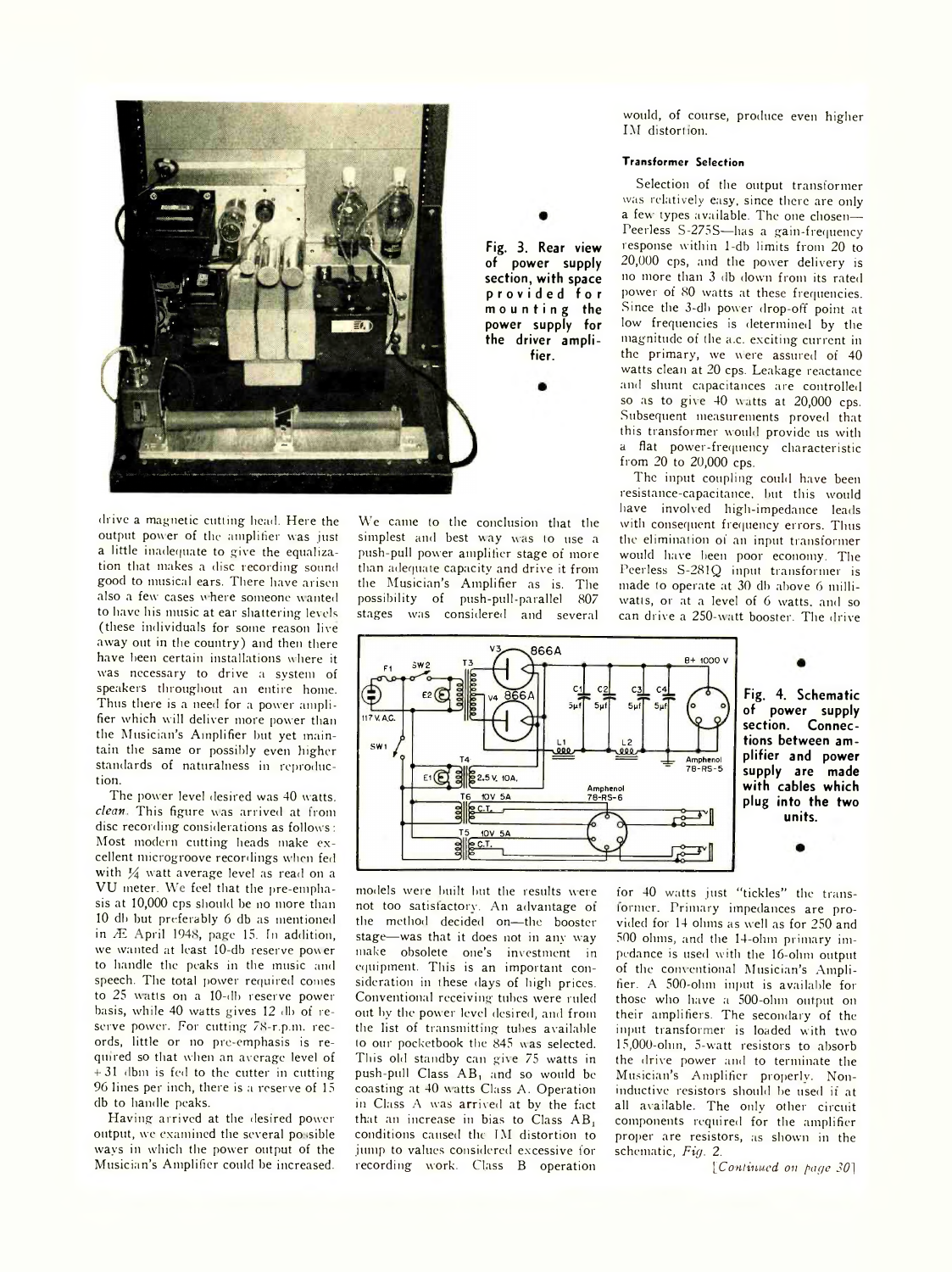Fig. 3. Rear view of power supply section, with space provided for mounting the power supply for the driver amplifier.

drive a magnetic cutting head. Here the output power of the amplifier was just a little inadequate to give the equalization that makes a disc recording sound good to musical ears. There have arisen also a few cases where someone wanted to have his music at ear shattering levels (these individuals for some reason live away out in the country) and then there have been certain installations where it was necessary to drive a system of speakers throughout an entire home. Thus there is a need for a power amplifier which will deliver more power than the Musician's Amplifier but yet maintain the same or possibly even higher standards of naturalness in reproduction.

The power level desired was 40 watts. *clean*. This figure was arrived at from disc recording considerations as follows: Most modern cutting heads make excellent microgroove recordings when fed with ¼ watt average level as read on a VU meter. We feel that the pre-emphasis at 10,000 cps should be no more than 10 db but preferably 6 db as mentioned in Æ April 1948, page 15. In addition, we wanted at least 10-db reserve power to handle the peaks in the music and speech. The total power required comes to 25 watts on a 10-db reserve power basis, while 40 watts gives 12 db of reserve power. For cutting 78-r.p.m. records, little or no pre-emphasis is required so that when an average level of +31 dbm is fed to the cutter in cutting 96 lines per inch, there is a reserve of 15 db to handle peaks.

Having arrived at the desired power output, we examined the several possible ways in which the power output of the Musician's Amplifier could be increased. We came to the conclusion that the simplest and best way was to use a push-pull power amplifier stage of more than adequate capacity and drive it from the Musician's Amplifier as is. The possibility of push-pull-parallel 807 stages was considered and several models were built but the results were not too satisfactory. An advantage of the method decided on—the booster stage—was that it does not in any way make obsolete one's investment in equipment. This is an important consideration in these days of high prices. Conventional receiving tubes were ruled out by the power level desired, and from the list of transmitting tubes available to our pocketbook the 845 was selected. This old standby can give 75 watts in push-pull Class $AB_1$ and so would be coasting at 40 watts Class A. Operation in Class A was arrived at by the fact that an increase in bias to Class $AB_1$ conditions caused the IM distortion to jump to values considered excessive for recording work. Class B operation would, of course, produce even higher IM distortion.

Fig. 4. Schematic of power supply section. Connections between amplifier and power supply are made with cables which plug into the two units.

#### Transformer Selection

Selection of the output transformer was relatively easy, since there are only a few types available. The one chosen—Peerless S-275S—has a gain-frequency response within 1-db limits from 20 to 20,000 cps, and the power delivery is no more than 3 db down from its rated power of 80 watts at these frequencies. Since the 3-db power drop-off point at low frequencies is determined by the magnitude of the a.c. exciting current in the primary, we were assured of 40 watts clean at 20 cps. Leakage reactance and shunt capacitances are controlled so as to give 40 watts at 20,000 cps. Subsequent measurements proved that this transformer would provide us with a flat power-frequency characteristic from 20 to 20,000 cps.

The input coupling could have been resistance-capacitance, but this would have involved high-impedance leads with consequent frequency errors. Thus the elimination of an input transformer would have been poor economy. The Peerless S-281Q input transformer is made to operate at 30 db above 6 milliwatts, or at a level of 6 watts, and so can drive a 250-watt booster. The drive for 40 watts just "tickles" the transformer. Primary impedances are provided for 14 ohms as well as for 250 and 500 ohms, and the 14-ohm primary impedance is used with the 16-ohm output of the conventional Musician's Amplifier. A 500-ohm input is available for those who have a 500-ohm output on their amplifiers. The secondary of the input transformer is loaded with two 15,000-ohm, 5-watt resistors to absorb the drive power and to terminate the Musician's Amplifier properly. Non-inductive resistors should be used if at all available. The only other circuit components required for the amplifier proper are resistors, as shown in the schematic, *Fig. 2*.

[*Continued on page 30*]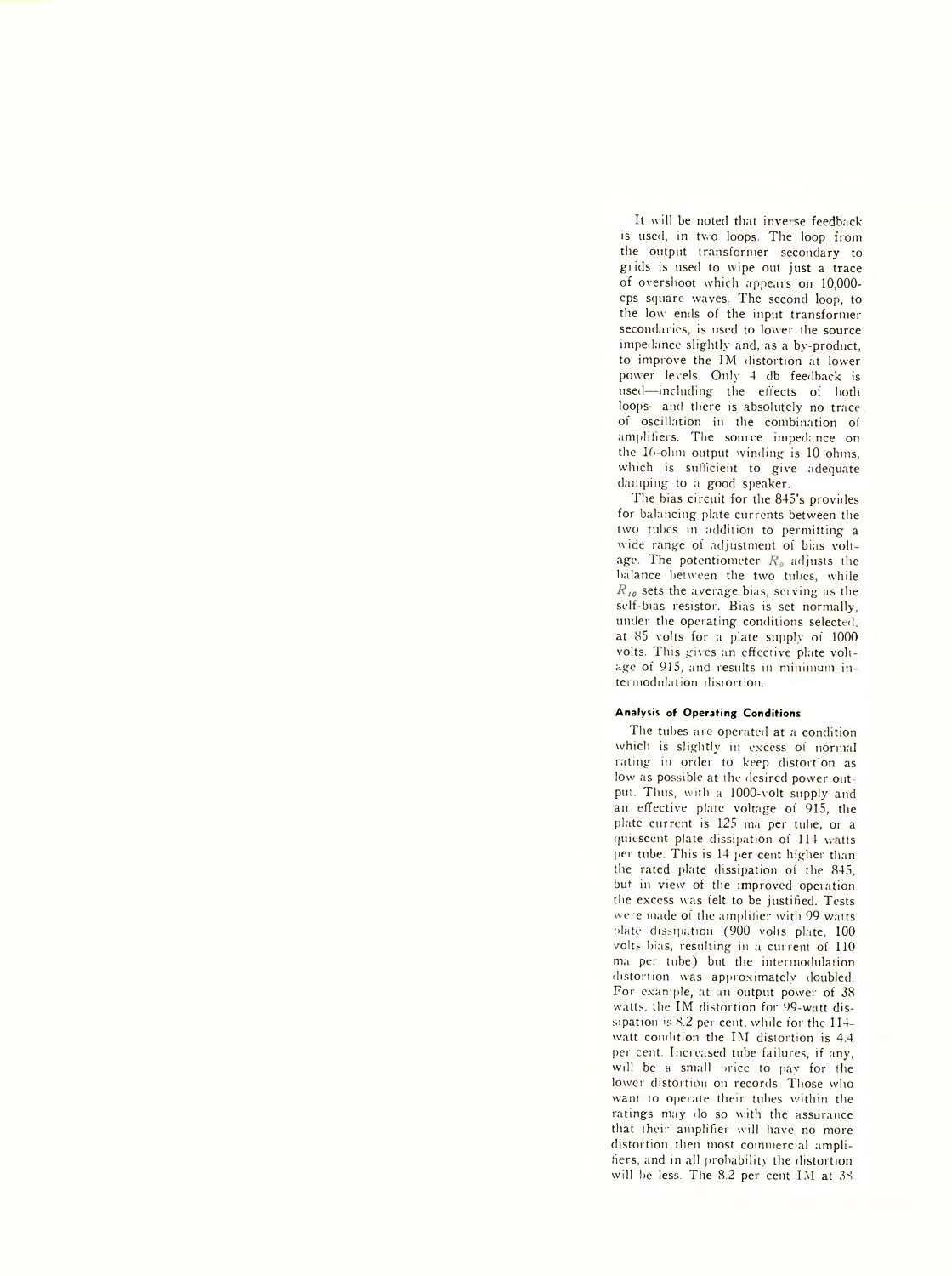It will be noted that inverse feedback is used, in two loops. The loop from the output transformer secondary to grids is used to wipe out just a trace of overshoot which appears on 10,000-cps square waves. The second loop, to the low ends of the input transformer secondaries, is used to lower the source impedance slightly and, as a by-product, to improve the IM distortion at lower power levels. Only 4 db feedback is used—including the effects of both loops—and there is absolutely no trace of oscillation in the combination of amplifiers. The source impedance on the 16-ohm output winding is 10 ohms, which is sufficient to give adequate damping to a good speaker.

The bias circuit for the 845's provides for balancing plate currents between the two tubes in addition to permitting a wide range of adjustment of bias voltage. The potentiometer $R_9$ adjusts the balance between the two tubes, while $R_{10}$ sets the average bias, serving as the self-bias resistor. Bias is set normally, under the operating conditions selected, at 85 volts for a plate supply of 1000 volts. This gives an effective plate voltage of 915, and results in minimum intermodulation distortion.

#### Analysis of Operating Conditions

The tubes are operated at a condition which is slightly in excess of normal rating in order to keep distortion as low as possible at the desired power output. Thus, with a 1000-volt supply and an effective plate voltage of 915, the plate current is 125 ma per tube, or a quiescent plate dissipation of 114 watts per tube. This is 14 per cent higher than the rated plate dissipation of the 845, but in view of the improved operation the excess was felt to be justified. Tests were made of the amplifier with 99 watts plate dissipation (900 volts plate, 100 volts bias, resulting in a current of 110 ma per tube) but the intermodulation distortion was approximately doubled. For example, at an output power of 38 watts, the IM distortion for 99-watt dissipation is 8.2 per cent, while for the 114-watt condition the IM distortion is 4.4 per cent. Increased tube failures, if any, will be a small price to pay for the lower distortion on records. Those who want to operate their tubes within the ratings may do so with the assurance that their amplifier will have no more distortion then most commercial amplifiers, and in all probability the distortion will be less. The 8.2 per cent IM at 38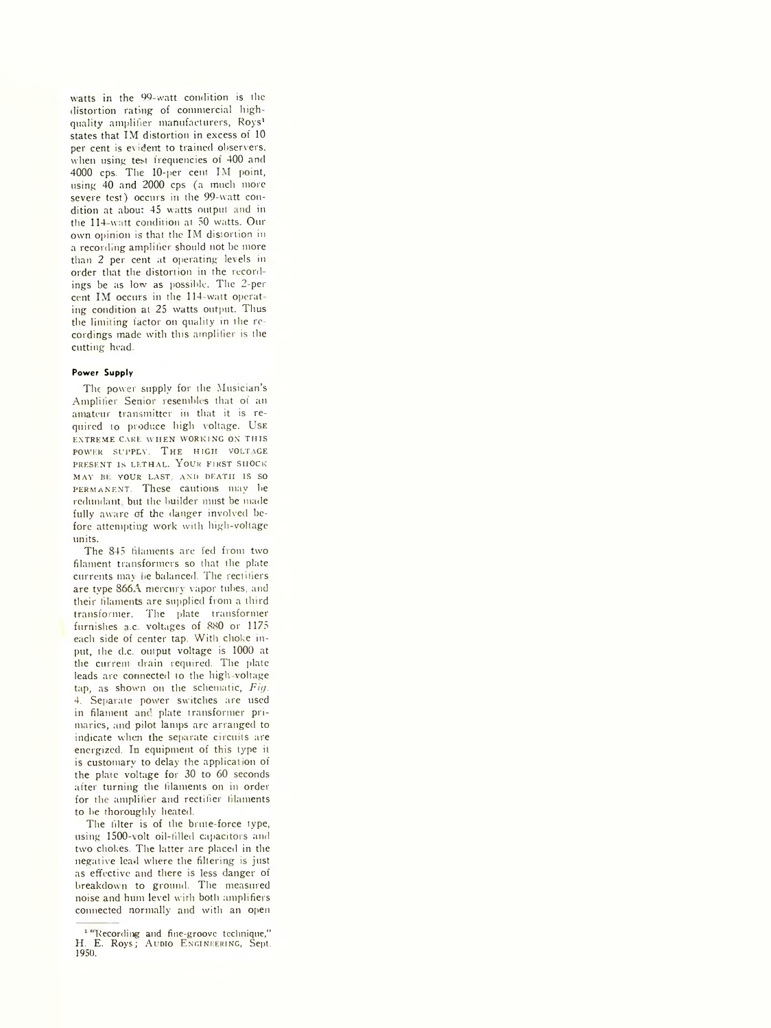watts in the 99-watt condition is the distortion rating of commercial high-quality amplifier manufacturers, Roys[1] states that IM distortion in excess of 10 per cent is evident to trained observers. when using test frequencies of 400 and 4000 cps. The 10-per cent IM point, using 40 and 2000 cps (a much more severe test) occurs in the 99-watt condition at about 45 watts output and in the 114-watt condition at 50 watts. Our own opinion is that the IM distortion in a recording amplifier should not be more than 2 per cent at operating levels in order that the distortion in the recordings be as low as possible. The 2-per cent IM occurs in the 114-watt operating condition at 25 watts output. Thus the limiting factor on quality in the recordings made with this amplifier is the cutting head.

#### Power Supply

The power supply for the Musician's Amplifier Senior resembles that of an amateur transmitter in that it is required to produce high voltage. USE EXTREME CARE WHEN WORKING ON THIS POWER SUPPLY. THE HIGH VOLTAGE PRESENT IS LETHAL. YOUR FIRST SHOCK MAY BE YOUR LAST, AND DEATH IS SO PERMANENT. These cautions may be redundant, but the builder must be made fully aware of the danger involved before attempting work with high-voltage units.

The 845 filaments are fed from two filament transformers so that the plate currents may be balanced. The rectifiers are type 866A mercury vapor tubes, and their filaments are supplied from a third transformer. The plate transformer furnishes a.c. voltages of 880 or 1175 each side of center tap. With choke input, the d.c. output voltage is 1000 at the current drain required. The plate leads are connected to the high-voltage tap, as shown on the schematic, *Fig.* 4. Separate power switches are used in filament and plate transformer primaries, and pilot lamps are arranged to indicate when the separate circuits are energized. In equipment of this type it is customary to delay the application of the plate voltage for 30 to 60 seconds after turning the filaments on in order for the amplifier and rectifier filaments to be thoroughly heated.

The filter is of the brute-force type, using 1500-volt oil-filled capacitors and two chokes. The latter are placed in the negative lead where the filtering is just as effective and there is less danger of breakdown to ground. The measured noise and hum level with both amplifiers connected normally and with an open

[1] "Recording and fine-groove technique," H. E. Roys; AUDIO ENGINEERING, Sept. 1950.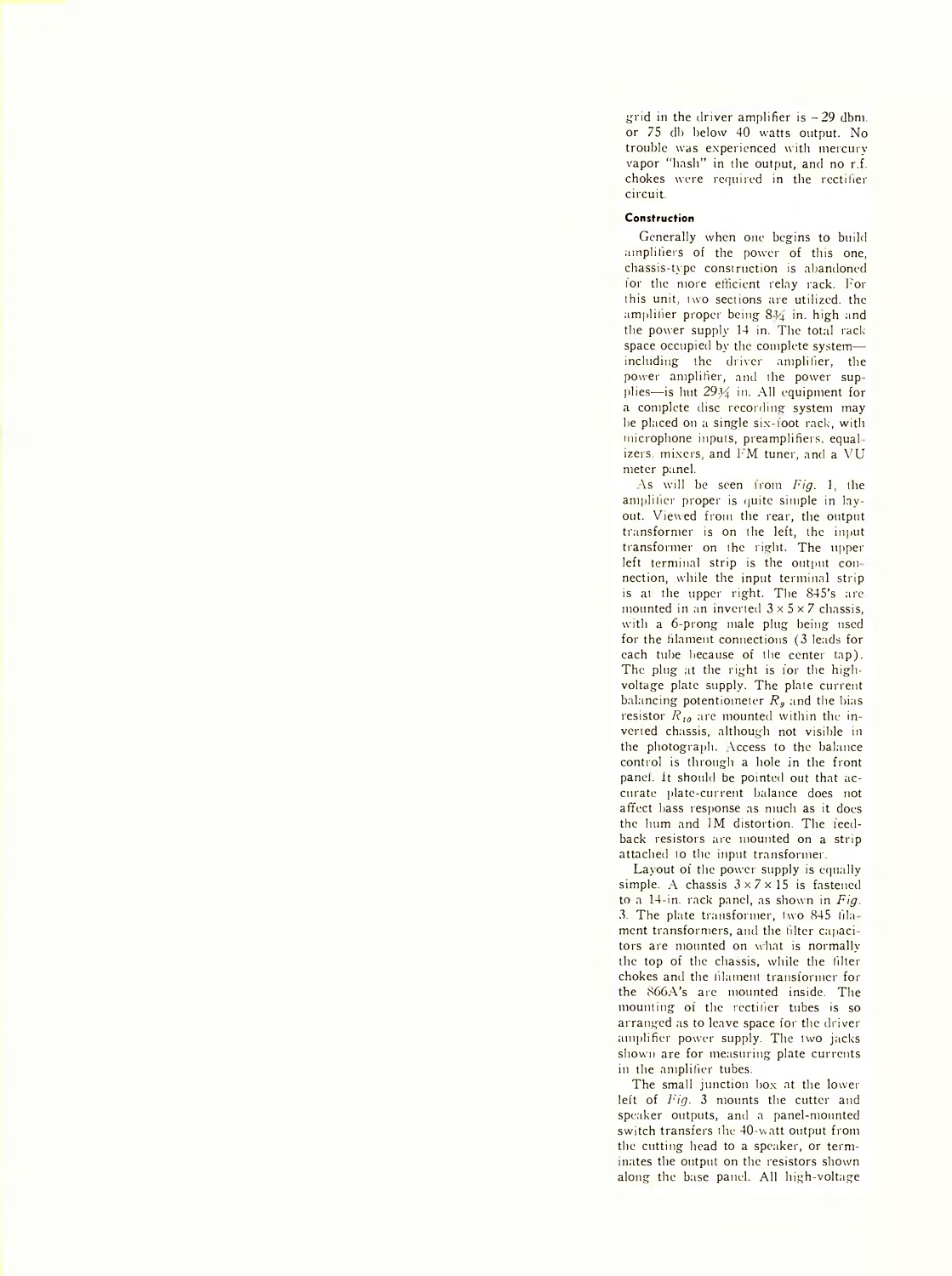grid in the driver amplifier is – 29 dbm. or 75 db below 40 watts output. No trouble was experienced with mercury vapor "hash" in the output, and no r.f. chokes were required in the rectifier circuit.

#### Construction

Generally when one begins to build amplifiers of the power of this one, chassis-type construction is abandoned for the more efficient relay rack. For this unit, two sections are utilized, the amplifier proper being 8¾ in. high and the power supply 14 in. The total rack space occupied by the complete system—including the driver amplifier, the power amplifier, and the power supplies—is but 29¾ in. All equipment for a complete disc recording system may be placed on a single six-foot rack, with microphone inputs, preamplifiers, equalizers, mixers, and FM tuner, and a VU meter panel.

As will be seen from *Fig.* 1, the amplifier proper is quite simple in layout. Viewed from the rear, the output transformer is on the left, the input transformer on the right. The upper left terminal strip is the output connection, while the input terminal strip is at the upper right. The 845's are mounted in an inverted 3 × 5 × 7 chassis, with a 6-prong male plug being used for the filament connections (3 leads for each tube because of the center tap). The plug at the right is for the high-voltage plate supply. The plate current balancing potentiometer $R_9$ and the bias resistor $R_{10}$ are mounted within the inverted chassis, although not visible in the photograph. Access to the balance control is through a hole in the front panel. It should be pointed out that accurate plate-current balance does not affect bass response as much as it does the hum and IM distortion. The feedback resistors are mounted on a strip attached to the input transformer.

Layout of the power supply is equally simple. A chassis 3 × 7 × 15 is fastened to a 14-in. rack panel, as shown in *Fig.* 3. The plate transformer, two 845 filament transformers, and the filter capacitors are mounted on what is normally the top of the chassis, while the filter chokes and the filament transformer for the 866A's are mounted inside. The mounting of the rectifier tubes is so arranged as to leave space for the driver amplifier power supply. The two jacks shown are for measuring plate currents in the amplifier tubes.

The small junction box at the lower left of *Fig.* 3 mounts the cutter and speaker outputs, and a panel-mounted switch transfers the 40-watt output from the cutting head to a speaker, or terminates the output on the resistors shown along the base panel. All high-voltage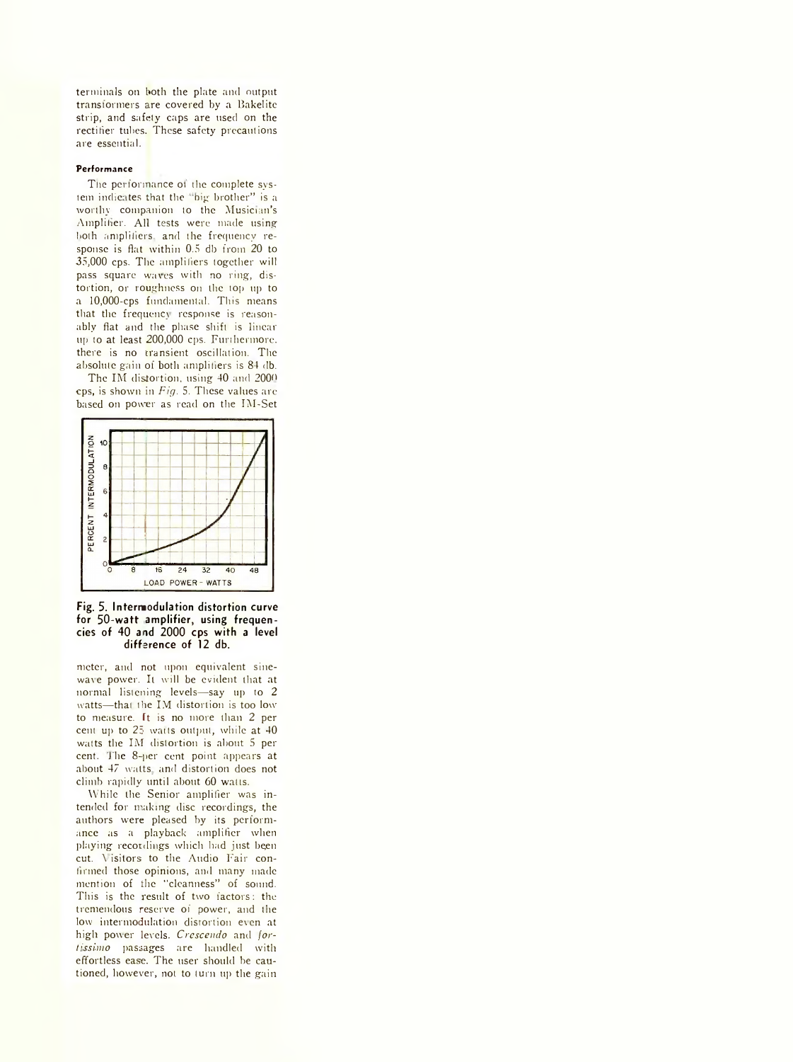terminals on both the plate and output transformers are covered by a Bakelite strip, and safety caps are used on the rectifier tubes. These safety precautions are essential.

#### Performance

The performance of the complete system indicates that the "big brother" is a worthy companion to the Musician's Amplifier. All tests were made using both amplifiers, and the frequency response is flat within 0.5 db from 20 to 35,000 cps. The amplifiers together will pass square waves with no ring, distortion, or roughness on the top up to a 10,000-cps fundamental. This means that the frequency response is reasonably flat and the phase shift is linear up to at least 200,000 cps. Furthermore, there is no transient oscillation. The absolute gain of both amplifiers is 84 db.

The IM distortion, using 40 and 2000 cps, is shown in *Fig.* 5. These values are based on power as read on the IM-Set meter, and not upon equivalent sine-wave power. It will be evident that at normal listening levels—say up to 2 watts—that the IM distortion is too low to measure. It is no more than 2 per cent up to 25 watts output, while at 40 watts the IM distortion is about 5 per cent. The 8-per cent point appears at about 47 watts, and distortion does not climb rapidly until about 60 watts.

**Fig. 5. Intermodulation distortion curve for 50-watt amplifier, using frequencies of 40 and 2000 cps with a level difference of 12 db.**

While the Senior amplifier was intended for making disc recordings, the authors were pleased by its performance as a playback amplifier when playing recordings which had just been cut. Visitors to the Audio Fair confirmed those opinions, and many made mention of the "cleanness" of sound. This is the result of two factors: the tremendous reserve of power, and the low intermodulation distortion even at high power levels. *Crescendo* and *fortissimo* passages are handled with effortless ease. The user should be cautioned, however, not to turn up the gain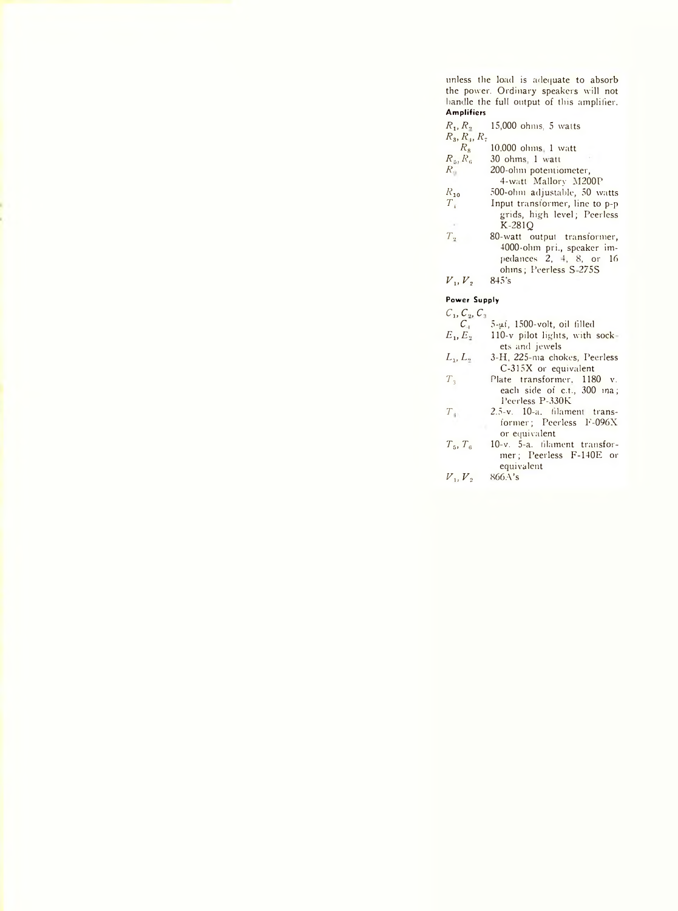unless the load is adequate to absorb the power. Ordinary speakers will not handle the full output of this amplifier.

**Amplifiers**

| | |
|---|---|
| $R_1, R_2$ | 15,000 ohms, 5 watts |
| $R_3, R_4, R_7$, $R_8$ | 10,000 ohms, 1 watt |
| $R_5, R_6$ | 30 ohms, 1 watt |
| $R_9$ | 200-ohm potentiometer, 4-watt Mallory M200P |
| $R_{10}$ | 500-ohm adjustable, 50 watts |
| $T_1$ | Input transformer, line to p-p grids, high level; Peerless K-281Q |
| $T_2$ | 80-watt output transformer, 4000-ohm pri., speaker impedances 2, 4, 8, or 16 ohms; Peerless S-275S |
| $V_1, V_2$ | 845's |

**Power Supply**

| | |
|---|---|
| $C_1, C_2, C_3$, $C_4$ | 5-µf, 1500-volt, oil filled |
| $E_1, E_2$ | 110-v pilot lights, with sockets and jewels |
| $L_1, L_2$ | 3-H, 225-ma chokes, Peerless C-315X or equivalent |
| $T_3$ | Plate transformer, 1180 v. each side of c.t., 300 ma; Peerless P-330K |
| $T_4$ | 2.5-v. 10-a. filament transformer; Peerless F-096X or equivalent |
| $T_5, T_6$ | 10-v. 5-a. filament transformer; Peerless F-140E or equivalent |
| $V_1, V_2$ | 866A's |